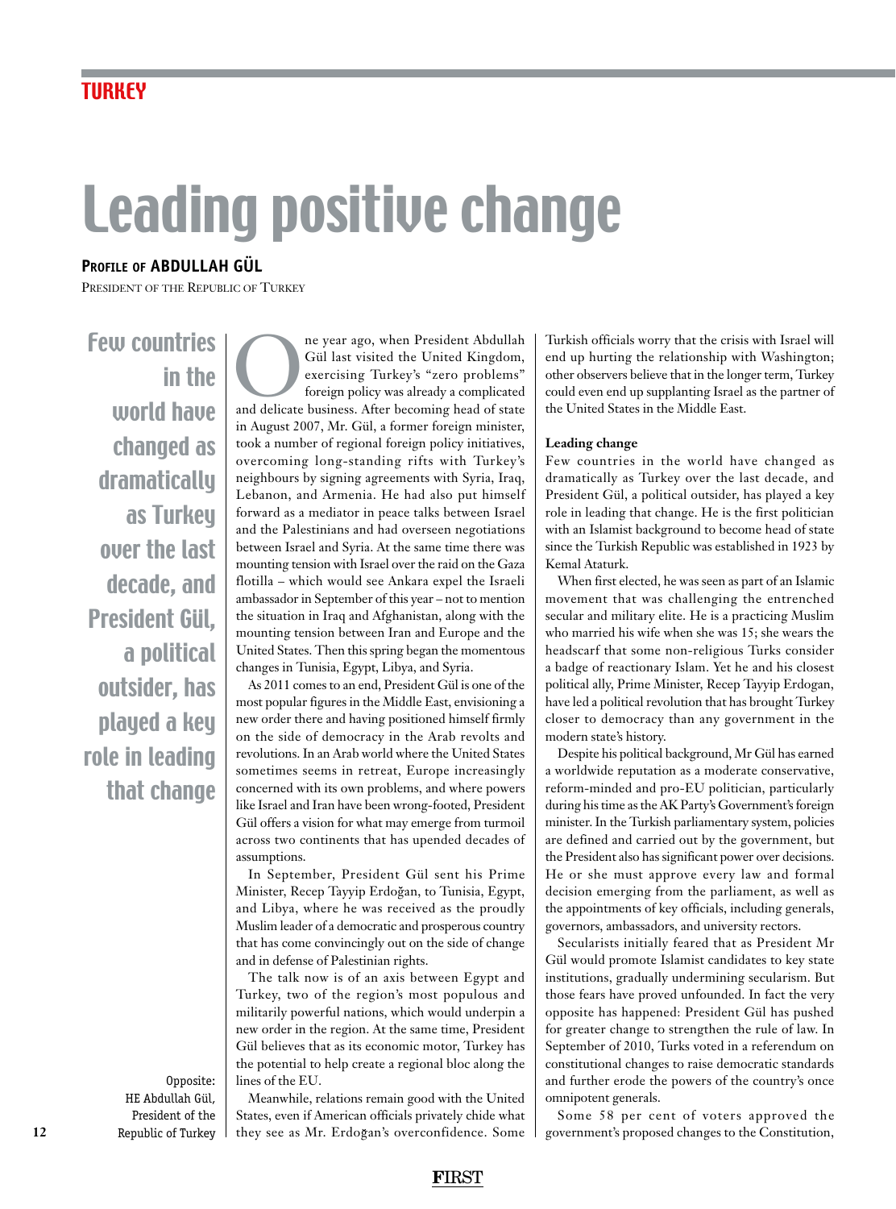TURKEY

# Leading positive change

**PROFILE OF ABDULLAH GÜL**

PRESIDENT OF THE REPUBLIC OF TURKEY

**Few countries in the world have changed as dramatically as Turkey over the last decade, and President Gül, a political outsider, has played a key role in leading that change**

Opposite: HE Abdullah Gül, President of the Republic of Turkey

One year ago, when President Abdullah Gül last visited the United Kingdom, exercising Turkey's "zero problems" foreign policy was already a complicated and delicate business. After becoming head of state in August 2007, Mr. Gül, a former foreign minister, took a number of regional foreign policy initiatives, overcoming long-standing rifts with Turkey's neighbours by signing agreements with Syria, Iraq, Lebanon, and Armenia. He had also put himself forward as a mediator in peace talks between Israel and the Palestinians and had overseen negotiations between Israel and Syria. At the same time there was mounting tension with Israel over the raid on the Gaza flotilla – which would see Ankara expel the Israeli ambassador in September of this year – not to mention the situation in Iraq and Afghanistan, along with the mounting tension between Iran and Europe and the United States. Then this spring began the momentous changes in Tunisia, Egypt, Libya, and Syria.

As 2011 comes to an end, President Gül is one of the most popular figures in the Middle East, envisioning a new order there and having positioned himself firmly on the side of democracy in the Arab revolts and revolutions. In an Arab world where the United States sometimes seems in retreat, Europe increasingly concerned with its own problems, and where powers like Israel and Iran have been wrong-footed, President Gül offers a vision for what may emerge from turmoil across two continents that has upended decades of assumptions.

In September, President Gül sent his Prime Minister, Recep Tayyip Erdoğan, to Tunisia, Egypt, and Libya, where he was received as the proudly Muslim leader of a democratic and prosperous country that has come convincingly out on the side of change and in defense of Palestinian rights.

The talk now is of an axis between Egypt and Turkey, two of the region's most populous and militarily powerful nations, which would underpin a new order in the region. At the same time, President Gül believes that as its economic motor, Turkey has the potential to help create a regional bloc along the lines of the EU.

Meanwhile, relations remain good with the United States, even if American officials privately chide what they see as Mr. Erdoğan's overconfidence. Some Turkish officials worry that the crisis with Israel will end up hurting the relationship with Washington; other observers believe that in the longer term, Turkey could even end up supplanting Israel as the partner of the United States in the Middle East.

**Leading change**

Few countries in the world have changed as dramatically as Turkey over the last decade, and President Gül, a political outsider, has played a key role in leading that change. He is the first politician with an Islamist background to become head of state since the Turkish Republic was established in 1923 by Kemal Ataturk.

When first elected, he was seen as part of an Islamic movement that was challenging the entrenched secular and military elite. He is a practicing Muslim who married his wife when she was 15; she wears the headscarf that some non-religious Turks consider a badge of reactionary Islam. Yet he and his closest political ally, Prime Minister, Recep Tayyip Erdogan, have led a political revolution that has brought Turkey closer to democracy than any government in the modern state's history.

Despite his political background, Mr Gül has earned a worldwide reputation as a moderate conservative, reform-minded and pro-EU politician, particularly during his time as the AK Party's Government's foreign minister. In the Turkish parliamentary system, policies are defined and carried out by the government, but the President also has significant power over decisions. He or she must approve every law and formal decision emerging from the parliament, as well as the appointments of key officials, including generals, governors, ambassadors, and university rectors.

Secularists initially feared that as President Mr Gül would promote Islamist candidates to key state institutions, gradually undermining secularism. But those fears have proved unfounded. In fact the very opposite has happened: President Gül has pushed for greater change to strengthen the rule of law. In September of 2010, Turks voted in a referendum on constitutional changes to raise democratic standards and further erode the powers of the country's once omnipotent generals.

Some 58 per cent of voters approved the government's proposed changes to the Constitution,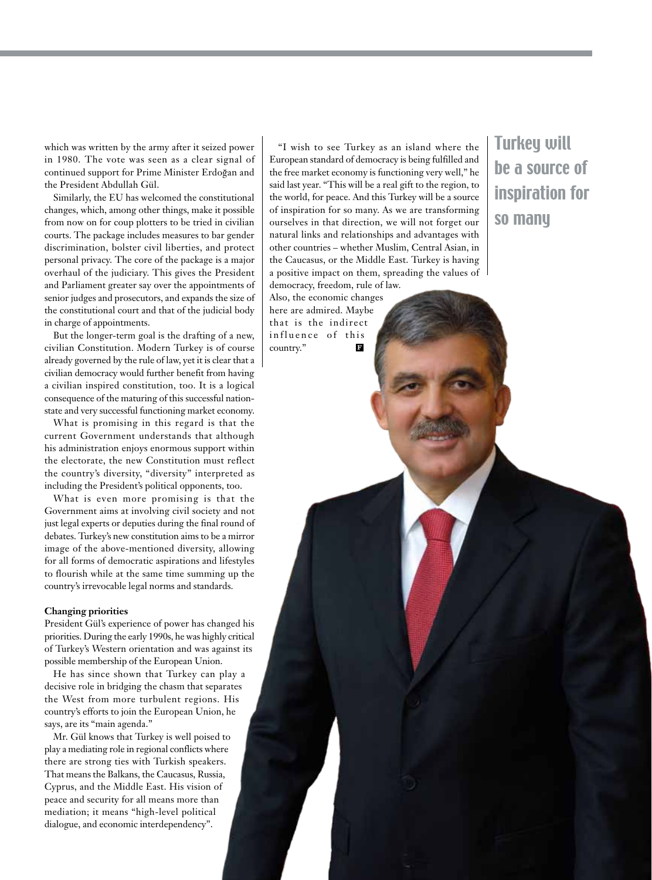which was written by the army after it seized power in 1980. The vote was seen as a clear signal of continued support for Prime Minister Erdoğan and the President Abdullah Gül.

Similarly, the EU has welcomed the constitutional changes, which, among other things, make it possible from now on for coup plotters to be tried in civilian courts. The package includes measures to bar gender discrimination, bolster civil liberties, and protect personal privacy. The core of the package is a major overhaul of the judiciary. This gives the President and Parliament greater say over the appointments of senior judges and prosecutors, and expands the size of the constitutional court and that of the judicial body in charge of appointments.

But the longer-term goal is the drafting of a new, civilian Constitution. Modern Turkey is of course already governed by the rule of law, yet it is clear that a civilian democracy would further benefit from having a civilian inspired constitution, too. It is a logical consequence of the maturing of this successful nation-state and very successful functioning market economy.

What is promising in this regard is that the current Government understands that although his administration enjoys enormous support within the electorate, the new Constitution must reflect the country's diversity, "diversity" interpreted as including the President's political opponents, too.

What is even more promising is that the Government aims at involving civil society and not just legal experts or deputies during the final round of debates. Turkey's new constitution aims to be a mirror image of the above-mentioned diversity, allowing for all forms of democratic aspirations and lifestyles to flourish while at the same time summing up the country's irrevocable legal norms and standards.

**Changing priorities**

President Gül's experience of power has changed his priorities. During the early 1990s, he was highly critical of Turkey's Western orientation and was against its possible membership of the European Union.

He has since shown that Turkey can play a decisive role in bridging the chasm that separates the West from more turbulent regions. His country's efforts to join the European Union, he says, are its "main agenda."

Mr. Gül knows that Turkey is well poised to play a mediating role in regional conflicts where there are strong ties with Turkish speakers. That means the Balkans, the Caucasus, Russia, Cyprus, and the Middle East. His vision of peace and security for all means more than mediation; it means "high-level political dialogue, and economic interdependency".

"I wish to see Turkey as an island where the European standard of democracy is being fulfilled and the free market economy is functioning very well," he said last year. "This will be a real gift to the region, to the world, for peace. And this Turkey will be a source of inspiration for so many. As we are transforming ourselves in that direction, we will not forget our natural links and relationships and advantages with other countries – whether Muslim, Central Asian, in the Caucasus, or the Middle East. Turkey is having a positive impact on them, spreading the values of democracy, freedom, rule of law. Also, the economic changes here are admired. Maybe that is the indirect influence of this country."

## Turkey will be a source of inspiration for so many